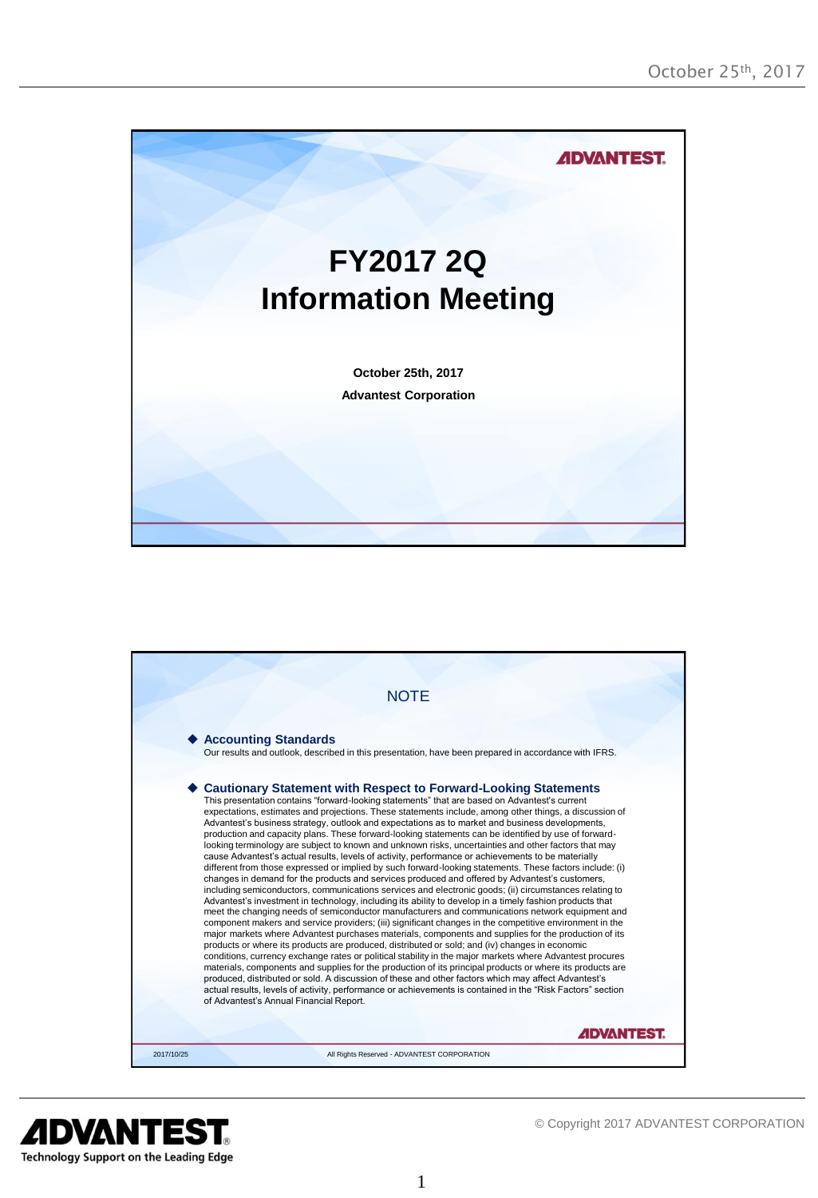# FY2017 2Q Information Meeting

October 25th, 2017

Advantest Corporation

## NOTE

### Accounting Standards

Our results and outlook, described in this presentation, have been prepared in accordance with IFRS.

### Cautionary Statement with Respect to Forward-Looking Statements

This presentation contains "forward-looking statements" that are based on Advantest's current expectations, estimates and projections. These statements include, among other things, a discussion of Advantest's business strategy, outlook and expectations as to market and business developments, production and capacity plans. These forward-looking statements can be identified by use of forward-looking terminology are subject to known and unknown risks, uncertainties and other factors that may cause Advantest's actual results, levels of activity, performance or achievements to be materially different from those expressed or implied by such forward-looking statements. These factors include: (i) changes in demand for the products and services produced and offered by Advantest's customers, including semiconductors, communications services and electronic goods; (ii) circumstances relating to Advantest's investment in technology, including its ability to develop in a timely fashion products that meet the changing needs of semiconductor manufacturers and communications network equipment and component makers and service providers; (iii) significant changes in the competitive environment in the major markets where Advantest purchases materials, components and supplies for the production of its products or where its products are produced, distributed or sold; and (iv) changes in economic conditions, currency exchange rates or political stability in the major markets where Advantest procures materials, components and supplies for the production of its principal products or where its products are produced, distributed or sold. A discussion of these and other factors which may affect Advantest's actual results, levels of activity, performance or achievements is contained in the "Risk Factors" section of Advantest's Annual Financial Report.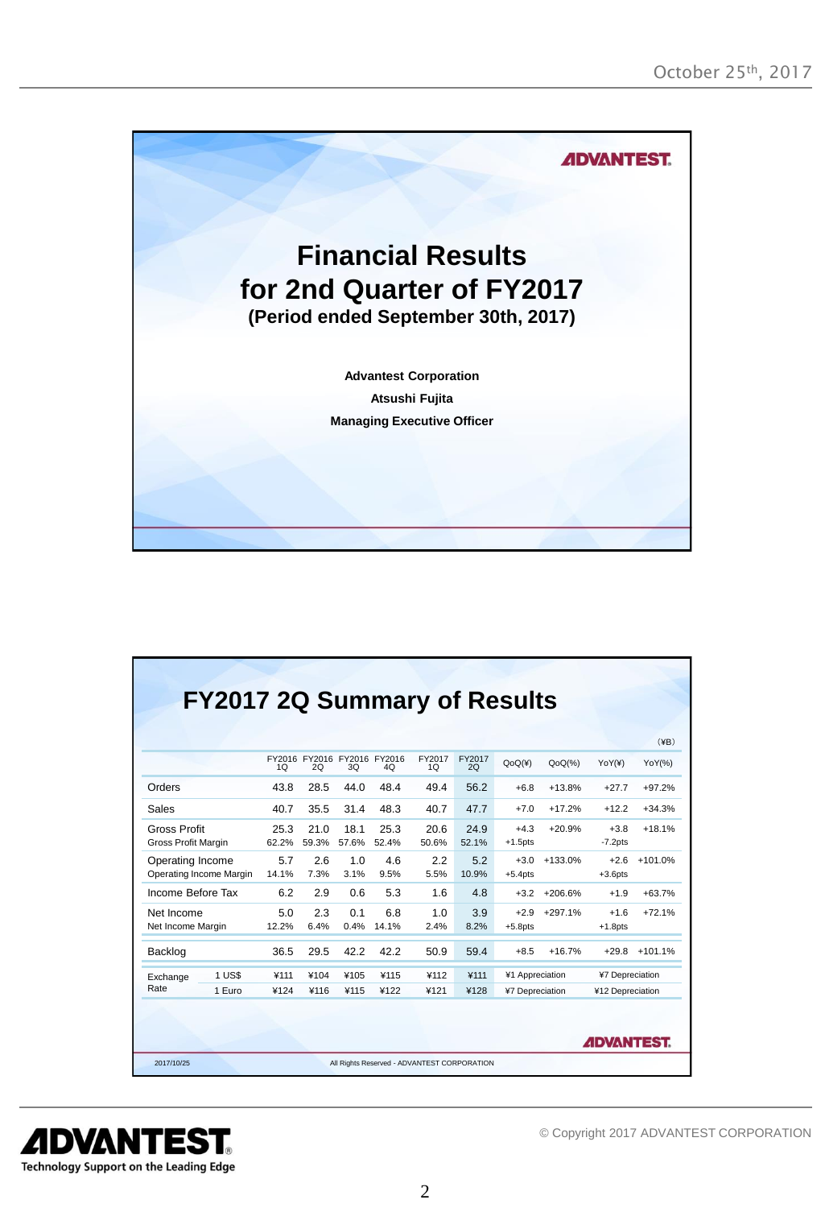# Financial Results for 2nd Quarter of FY2017

**(Period ended September 30th, 2017)**

**Advantest Corporation**

**Atsushi Fujita**

**Managing Executive Officer**

## FY2017 2Q Summary of Results

(¥B)

| | | FY2016 1Q | FY2016 2Q | FY2016 3Q | FY2016 4Q | FY2017 1Q | FY2017 2Q | QoQ(¥) | QoQ(%) | YoY(¥) | YoY(%) |
|---|---|---|---|---|---|---|---|---|---|---|---|
| Orders | | 43.8 | 28.5 | 44.0 | 48.4 | 49.4 | 56.2 | +6.8 | +13.8% | +27.7 | +97.2% |
| Sales | | 40.7 | 35.5 | 31.4 | 48.3 | 40.7 | 47.7 | +7.0 | +17.2% | +12.2 | +34.3% |
| Gross Profit | | 25.3 | 21.0 | 18.1 | 25.3 | 20.6 | 24.9 | +4.3 | +20.9% | +3.8 | +18.1% |
| Gross Profit Margin | | 62.2% | 59.3% | 57.6% | 52.4% | 50.6% | 52.1% | +1.5pts | | -7.2pts | |
| Operating Income | | 5.7 | 2.6 | 1.0 | 4.6 | 2.2 | 5.2 | +3.0 | +133.0% | +2.6 | +101.0% |
| Operating Income Margin | | 14.1% | 7.3% | 3.1% | 9.5% | 5.5% | 10.9% | +5.4pts | | +3.6pts | |
| Income Before Tax | | 6.2 | 2.9 | 0.6 | 5.3 | 1.6 | 4.8 | +3.2 | +206.6% | +1.9 | +63.7% |
| Net Income | | 5.0 | 2.3 | 0.1 | 6.8 | 1.0 | 3.9 | +2.9 | +297.1% | +1.6 | +72.1% |
| Net Income Margin | | 12.2% | 6.4% | 0.4% | 14.1% | 2.4% | 8.2% | +5.8pts | | +1.8pts | |
| Backlog | | 36.5 | 29.5 | 42.2 | 42.2 | 50.9 | 59.4 | +8.5 | +16.7% | +29.8 | +101.1% |
| Exchange Rate | 1 US$ | ¥111 | ¥104 | ¥105 | ¥115 | ¥112 | ¥111 | ¥1 Appreciation | | ¥7 Depreciation | |
| | 1 Euro | ¥124 | ¥116 | ¥115 | ¥122 | ¥121 | ¥128 | ¥7 Depreciation | | ¥12 Depreciation | |

2017/10/25

All Rights Reserved - ADVANTEST CORPORATION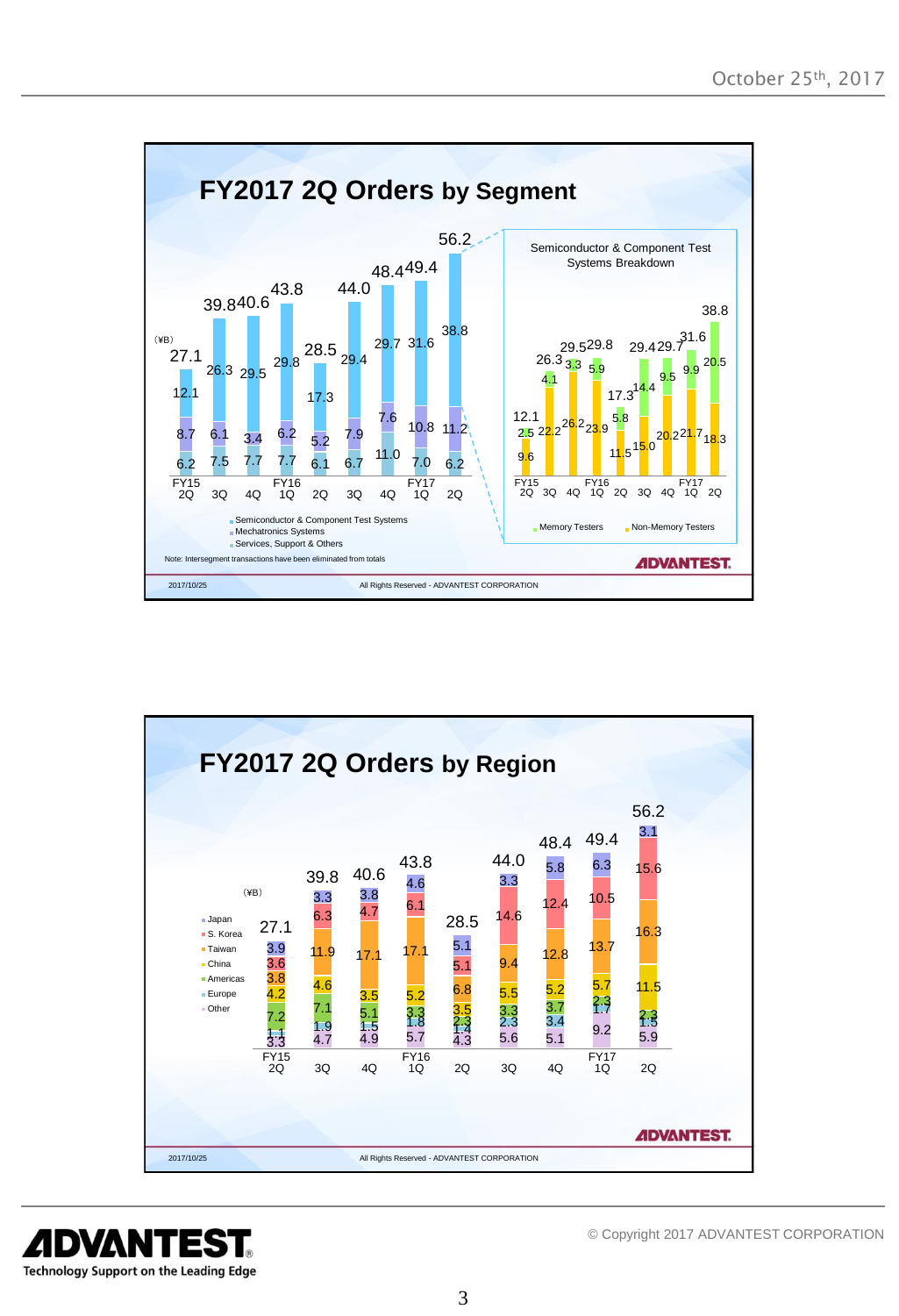## FY2017 2Q Orders by Segment

(¥B)

| | FY15 2Q | 3Q | 4Q | FY16 1Q | 2Q | 3Q | 4Q | FY17 1Q | 2Q |
|---|---|---|---|---|---|---|---|---|---|
| Total | 27.1 | 39.8 | 40.6 | 43.8 | 28.5 | 44.0 | 48.4 | 49.4 | 56.2 |
| Semiconductor & Component Test Systems | 12.1 | 26.3 | 29.5 | 29.8 | 17.3 | 29.4 | 29.7 | 31.6 | 38.8 |
| Mechatronics Systems | 8.7 | 6.1 | 3.4 | 6.2 | 5.2 | 7.9 | 7.6 | 10.8 | 11.2 |
| Services, Support & Others | 6.2 | 7.5 | 7.7 | 7.7 | 6.1 | 6.7 | 11.0 | 7.0 | 6.2 |

Note: Intersegment transactions have been eliminated from totals

**Semiconductor & Component Test Systems Breakdown**

| | FY15 2Q | 3Q | 4Q | FY16 1Q | 2Q | 3Q | 4Q | FY17 1Q | 2Q |
|---|---|---|---|---|---|---|---|---|---|
| Total | 12.1 | 26.3 | 29.5 | 29.8 | 17.3 | 29.4 | 29.7 | 31.6 | 38.8 |
| Memory Testers | 2.5 | 4.1 | 3.3 | 5.9 | 5.8 | 14.4 | 9.5 | 9.9 | 20.5 |
| Non-Memory Testers | 9.6 | 22.2 | 26.2 | 23.9 | 11.5 | 15.0 | 20.2 | 21.7 | 18.3 |

## FY2017 2Q Orders by Region

(¥B)

| | FY15 2Q | 3Q | 4Q | FY16 1Q | 2Q | 3Q | 4Q | FY17 1Q | 2Q |
|---|---|---|---|---|---|---|---|---|---|
| Total | 27.1 | 39.8 | 40.6 | 43.8 | 28.5 | 44.0 | 48.4 | 49.4 | 56.2 |
| Japan | 3.9 | 3.3 | 3.8 | 4.6 | 5.1 | 3.3 | 5.8 | 6.3 | 3.1 |
| S. Korea | 3.6 | 6.3 | 4.7 | 6.1 | 5.1 | 14.6 | 12.4 | 10.5 | 15.6 |
| Taiwan | 3.8 | 11.9 | 17.1 | 17.1 | 6.8 | 9.4 | 12.8 | 13.7 | 16.3 |
| China | 4.2 | 4.6 | 3.5 | 5.2 | 3.5 | 5.5 | 5.2 | 5.7 | 11.5 |
| Americas | 7.2 | 7.1 | 5.1 | 3.3 | 2.3 | 3.3 | 3.7 | 2.3 | 2.3 |
| Europe | 1.1 | 1.9 | 1.5 | 1.8 | 1.4 | 2.3 | 3.4 | 1.7 | 1.5 |
| Other | 3.3 | 4.7 | 4.9 | 5.7 | 4.3 | 5.6 | 5.1 | 9.2 | 5.9 |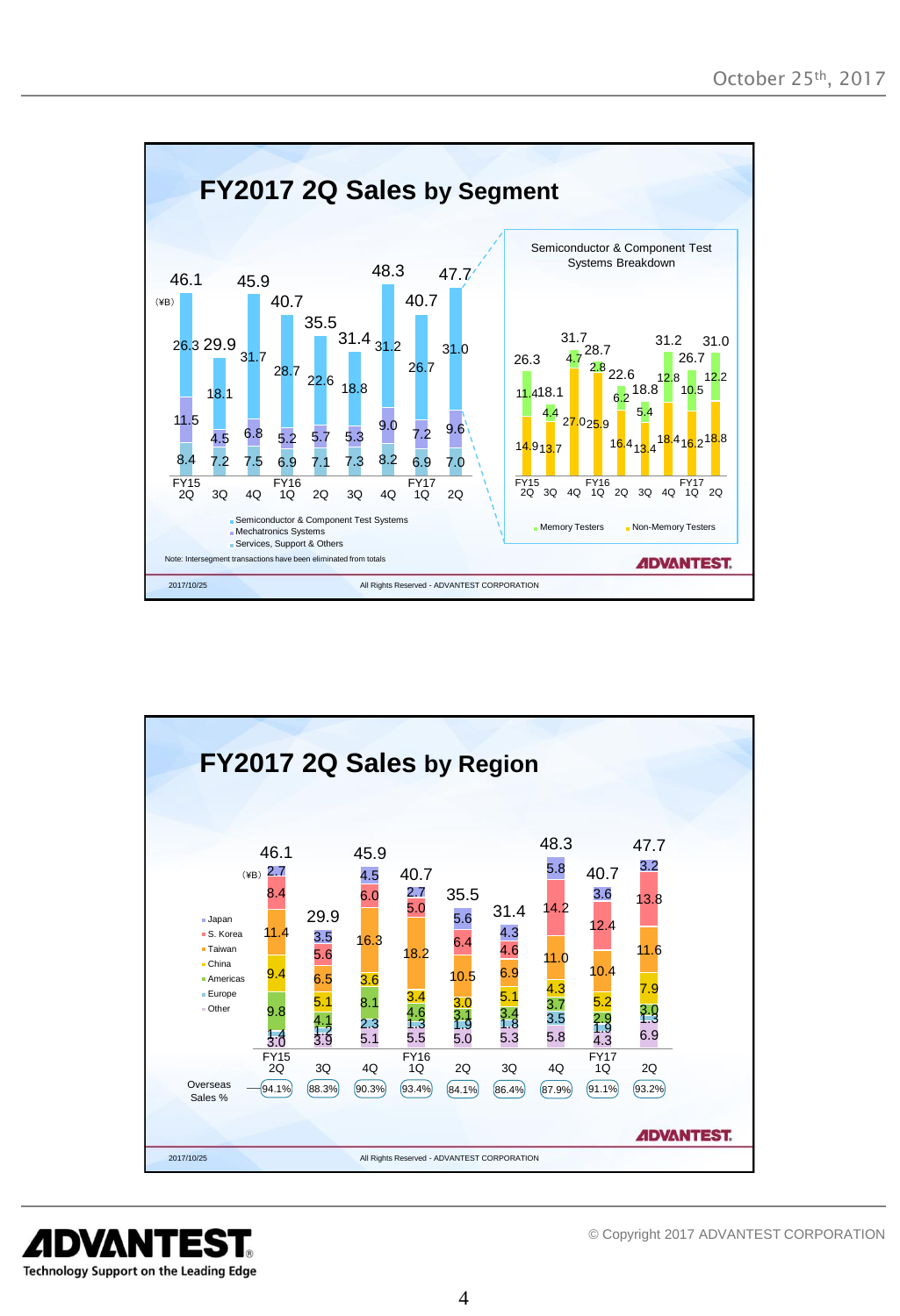# FY2017 2Q Sales by Segment

(¥B)

| | FY15 2Q | 3Q | 4Q | FY16 1Q | 2Q | 3Q | 4Q | FY17 1Q | 2Q |
|---|---|---|---|---|---|---|---|---|---|
| Total | 46.1 | 29.9 | 45.9 | 40.7 | 35.5 | 31.4 | 48.3 | 40.7 | 47.7 |
| Semiconductor & Component Test Systems | 26.3 | 18.1 | 31.7 | 28.7 | 22.6 | 18.8 | 31.2 | 26.7 | 31.0 |
| Mechatronics Systems | 11.5 | 4.5 | 6.8 | 5.2 | 5.7 | 5.3 | 9.0 | 7.2 | 9.6 |
| Services, Support & Others | 8.4 | 7.2 | 7.5 | 6.9 | 7.1 | 7.3 | 8.2 | 6.9 | 7.0 |

Note: Intersegment transactions have been eliminated from totals

**Semiconductor & Component Test Systems Breakdown**

| | FY15 2Q | 3Q | 4Q | FY16 1Q | 2Q | 3Q | 4Q | FY17 1Q | 2Q |
|---|---|---|---|---|---|---|---|---|---|
| Total | 26.3 | 18.1 | 31.7 | 28.7 | 22.6 | 18.8 | 31.2 | 26.7 | 31.0 |
| Memory Testers | 11.4 | 4.4 | 4.7 | 2.8 | 6.2 | 5.4 | 12.8 | 10.5 | 12.2 |
| Non-Memory Testers | 14.9 | 13.7 | 27.0 | 25.9 | 16.4 | 13.4 | 18.4 | 16.2 | 18.8 |

# FY2017 2Q Sales by Region

(¥B)

| | FY15 2Q | 3Q | 4Q | FY16 1Q | 2Q | 3Q | 4Q | FY17 1Q | 2Q |
|---|---|---|---|---|---|---|---|---|---|
| Total | 46.1 | 29.9 | 45.9 | 40.7 | 35.5 | 31.4 | 48.3 | 40.7 | 47.7 |
| Japan | 2.7 | 3.5 | 4.5 | 2.7 | 5.6 | 4.3 | 5.8 | 3.6 | 3.2 |
| S. Korea | 8.4 | 5.6 | 6.0 | 5.0 | 6.4 | 4.6 | 14.2 | 12.4 | 13.8 |
| Taiwan | 11.4 | 6.5 | 16.3 | 18.2 | 10.5 | 6.9 | 11.0 | 10.4 | 11.6 |
| China | 9.4 | 5.1 | 3.6 | 3.4 | 3.0 | 5.1 | 4.3 | 5.2 | 7.9 |
| Americas | 9.8 | 4.1 | 8.1 | 4.6 | 3.1 | 3.4 | 3.7 | 2.9 | 3.0 |
| Europe | 1.4 | 1.2 | 2.3 | 1.3 | 1.9 | 1.8 | 3.5 | 1.9 | 1.3 |
| Other | 3.0 | 3.9 | 5.1 | 5.5 | 5.0 | 5.3 | 5.8 | 4.3 | 6.9 |
| Overseas Sales % | 94.1% | 88.3% | 90.3% | 93.4% | 84.1% | 86.4% | 87.9% | 91.1% | 93.2% |

© Copyright 2017 ADVANTEST CORPORATION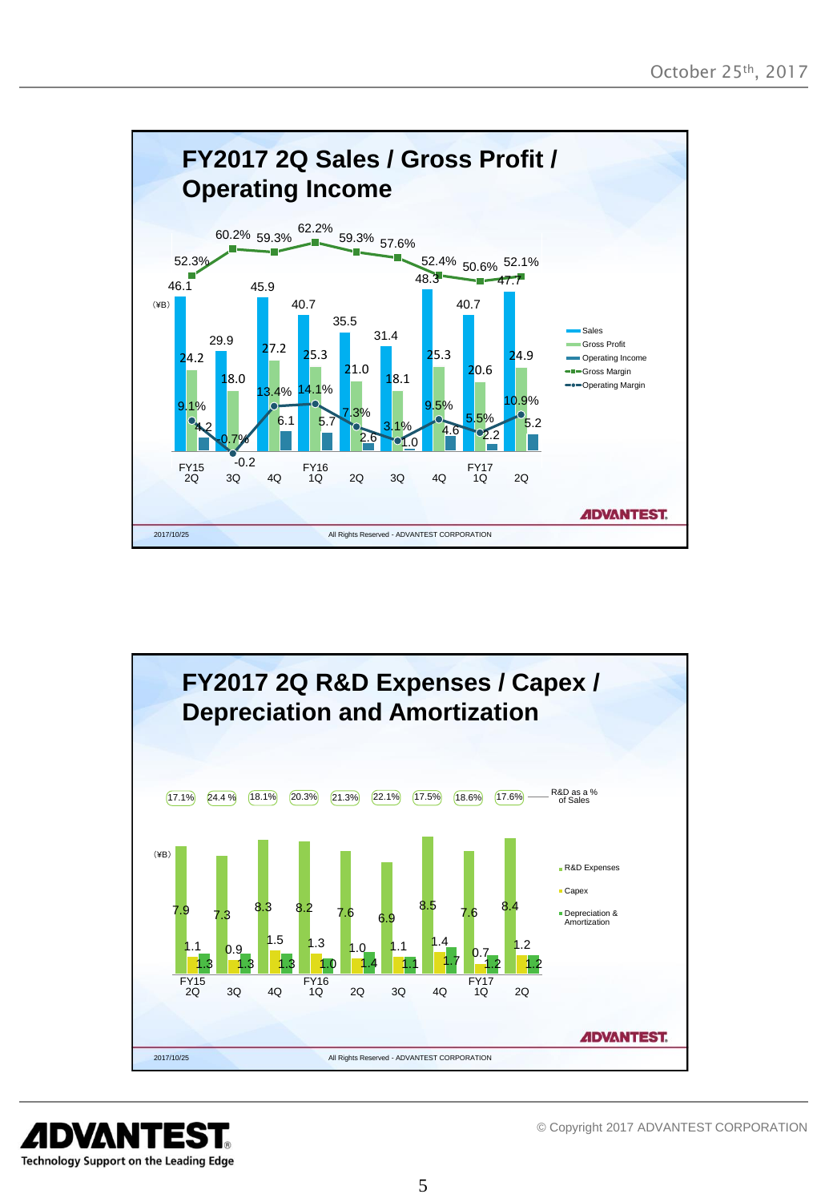## FY2017 2Q Sales / Gross Profit / Operating Income

(¥B)

| | FY15 2Q | 3Q | 4Q | FY16 1Q | 2Q | 3Q | 4Q | FY17 1Q | 2Q |
|---|---|---|---|---|---|---|---|---|---|
| Sales | 46.1 | 29.9 | 45.9 | 40.7 | 35.5 | 31.4 | 48.3 | 40.7 | 47.7 |
| Gross Profit | 24.2 | 18.0 | 27.2 | 25.3 | 21.0 | 18.1 | 25.3 | 20.6 | 24.9 |
| Operating Income | 4.2 | -0.2 | 6.1 | 5.7 | 2.6 | 1.0 | 4.6 | 2.2 | 5.2 |
| Gross Margin | 52.3% | 60.2% | 59.3% | 62.2% | 59.3% | 57.6% | 52.4% | 50.6% | 52.1% |
| Operating Margin | 9.1% | -0.7% | 13.4% | 14.1% | 7.3% | 3.1% | 9.5% | 5.5% | 10.9% |

2017/10/25 All Rights Reserved - ADVANTEST CORPORATION

## FY2017 2Q R&D Expenses / Capex / Depreciation and Amortization

(¥B)

| | FY15 2Q | 3Q | 4Q | FY16 1Q | 2Q | 3Q | 4Q | FY17 1Q | 2Q |
|---|---|---|---|---|---|---|---|---|---|
| R&D as a % of Sales | 17.1% | 24.4 % | 18.1% | 20.3% | 21.3% | 22.1% | 17.5% | 18.6% | 17.6% |
| R&D Expenses | 7.9 | 7.3 | 8.3 | 8.2 | 7.6 | 6.9 | 8.5 | 7.6 | 8.4 |
| Capex | 1.1 | 0.9 | 1.5 | 1.3 | 1.0 | 1.1 | 1.4 | 0.7 | 1.2 |
| Depreciation & Amortization | 1.3 | 1.3 | 1.3 | 1.0 | 1.4 | 1.1 | 1.7 | 1.2 | 1.2 |

2017/10/25 All Rights Reserved - ADVANTEST CORPORATION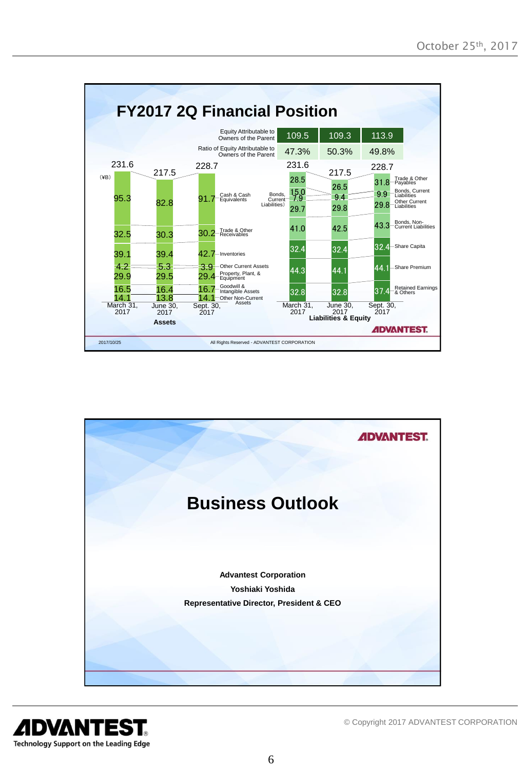# FY2017 2Q Financial Position

| | March 31, 2017 | June 30, 2017 | Sept. 30, 2017 |
|---|---|---|---|
| Equity Attributable to Owners of the Parent | 109.5 | 109.3 | 113.9 |
| Ratio of Equity Attributable to Owners of the Parent | 47.3% | 50.3% | 49.8% |

(¥B)

**Assets**

| | March 31, 2017 | June 30, 2017 | Sept. 30, 2017 |
|---|---|---|---|
| Total | 231.6 | 217.5 | 228.7 |
| Cash & Cash Equivalents | 95.3 | 82.8 | 91.7 |
| Trade & Other Receivables | 32.5 | 30.3 | 30.2 |
| Inventories | 39.1 | 39.4 | 42.7 |
| Other Current Assets | 4.2 | 5.3 | 3.9 |
| Property, Plant, & Equipment | 29.9 | 29.5 | 29.4 |
| Goodwill & Intangible Assets | 16.5 | 16.4 | 16.7 |
| Other Non-Current Assets | 14.1 | 13.8 | 14.1 |

**Liabilities & Equity**

| | March 31, 2017 | June 30, 2017 | Sept. 30, 2017 |
|---|---|---|---|
| Total | 231.6 | 217.5 | 228.7 |
| Trade & Other Payables | 28.5 | 26.5 | 31.8 |
| Bonds, Current Liabilities | 15.0 | | |
| Bonds, Current Liabilities | 7.9 | 9.4 | 9.9 |
| Other Current Liabilities | 29.7 | 29.8 | 29.8 |
| Bonds, Non-Current Liabilities | 41.0 | 42.5 | 43.3 |
| Share Capital | 32.4 | 32.4 | 32.4 |
| Share Premium | 44.3 | 44.1 | 44.1 |
| Retained Earnings & Others | 32.8 | 32.8 | 37.4 |

---

# Business Outlook

**Advantest Corporation**

**Yoshiaki Yoshida**

**Representative Director, President & CEO**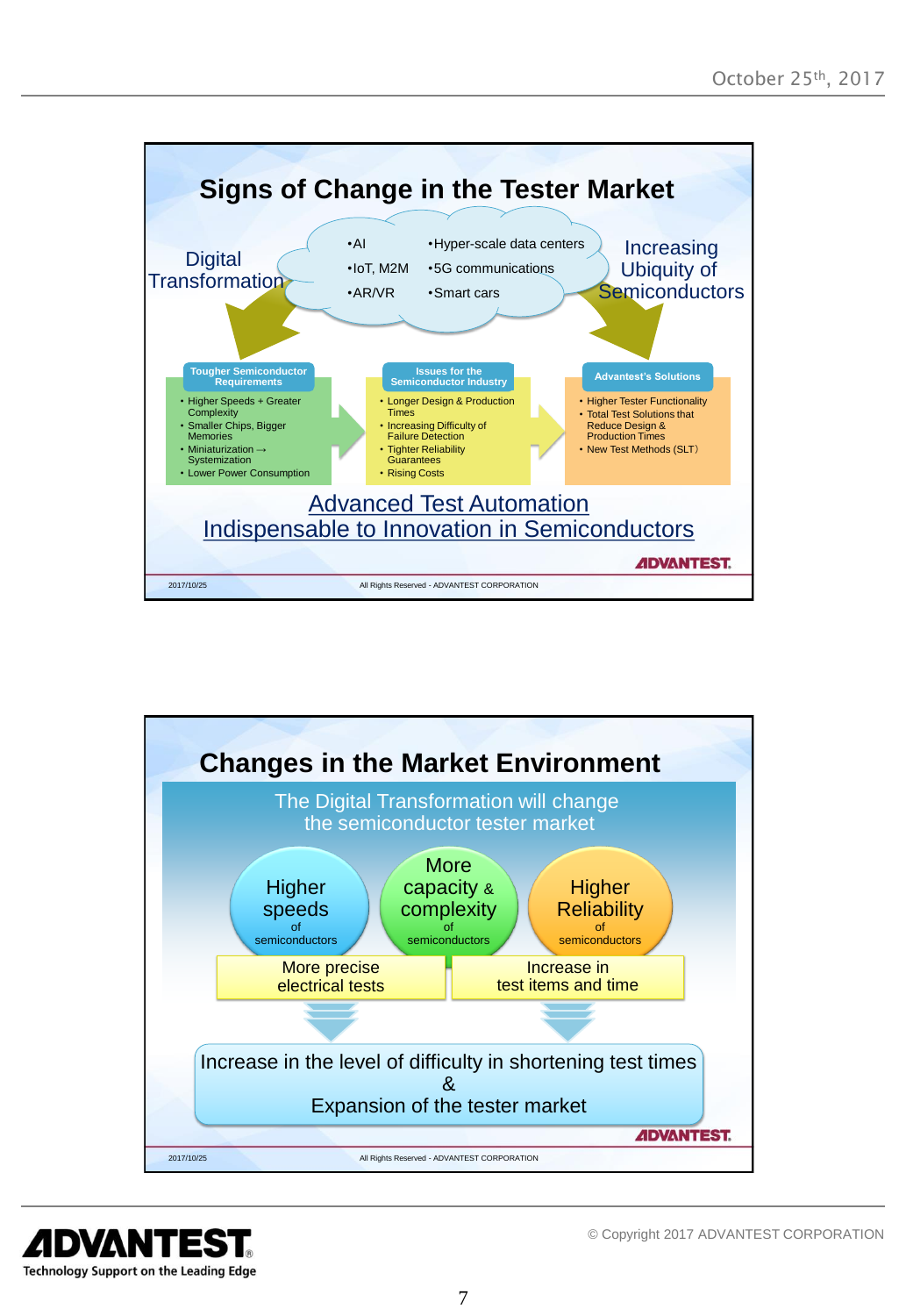## Signs of Change in the Tester Market

Digital Transformation

- AI
- IoT, M2M
- AR/VR
- Hyper-scale data centers
- 5G communications
- Smart cars

Increasing Ubiquity of Semiconductors

**Tougher Semiconductor Requirements**

- Higher Speeds + Greater Complexity
- Smaller Chips, Bigger Memories
- Miniaturization → Systemization
- Lower Power Consumption

**Issues for the Semiconductor Industry**

- Longer Design & Production Times
- Increasing Difficulty of Failure Detection
- Tighter Reliability Guarantees
- Rising Costs

**Advantest's Solutions**

- Higher Tester Functionality
- Total Test Solutions that Reduce Design & Production Times
- New Test Methods (SLT)

Advanced Test Automation
Indispensable to Innovation in Semiconductors

2017/10/25 All Rights Reserved - ADVANTEST CORPORATION

## Changes in the Market Environment

The Digital Transformation will change the semiconductor tester market

- Higher speeds of semiconductors
- More capacity & complexity of semiconductors
- Higher Reliability of semiconductors

More precise electrical tests

Increase in test items and time

Increase in the level of difficulty in shortening test times
&
Expansion of the tester market

2017/10/25 All Rights Reserved - ADVANTEST CORPORATION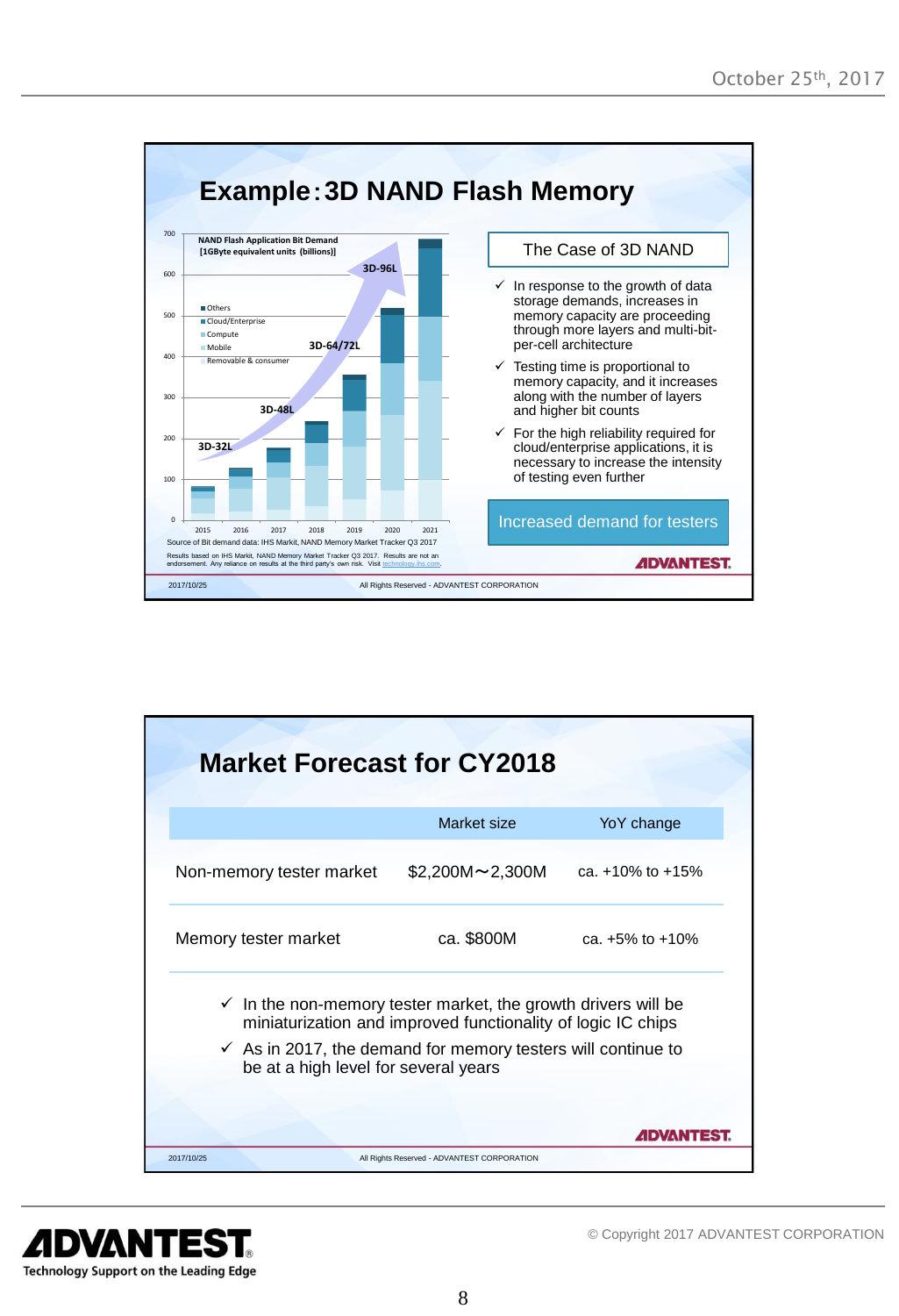## Example：3D NAND Flash Memory

NAND Flash Application Bit Demand [1GByte equivalent units (billions)]

- Others
- Cloud/Enterprise
- Compute
- Mobile
- Removable & consumer

3D-32L, 3D-48L, 3D-64/72L, 3D-96L

2015, 2016, 2017, 2018, 2019, 2020, 2021

Source of Bit demand data: IHS Markit, NAND Memory Market Tracker Q3 2017

Results based on IHS Markit, NAND Memory Market Tracker Q3 2017. Results are not an endorsement. Any reliance on results at the third party's own risk. Visit technology.ihs.com.

**The Case of 3D NAND**

- ✓ In response to the growth of data storage demands, increases in memory capacity are proceeding through more layers and multi-bit-per-cell architecture
- ✓ Testing time is proportional to memory capacity, and it increases along with the number of layers and higher bit counts
- ✓ For the high reliability required for cloud/enterprise applications, it is necessary to increase the intensity of testing even further

**Increased demand for testers**

## Market Forecast for CY2018

| | Market size | YoY change |
|---|---|---|
| Non-memory tester market | $2,200M～2,300M | ca. +10% to +15% |
| Memory tester market | ca. $800M | ca. +5% to +10% |

- ✓ In the non-memory tester market, the growth drivers will be miniaturization and improved functionality of logic IC chips
- ✓ As in 2017, the demand for memory testers will continue to be at a high level for several years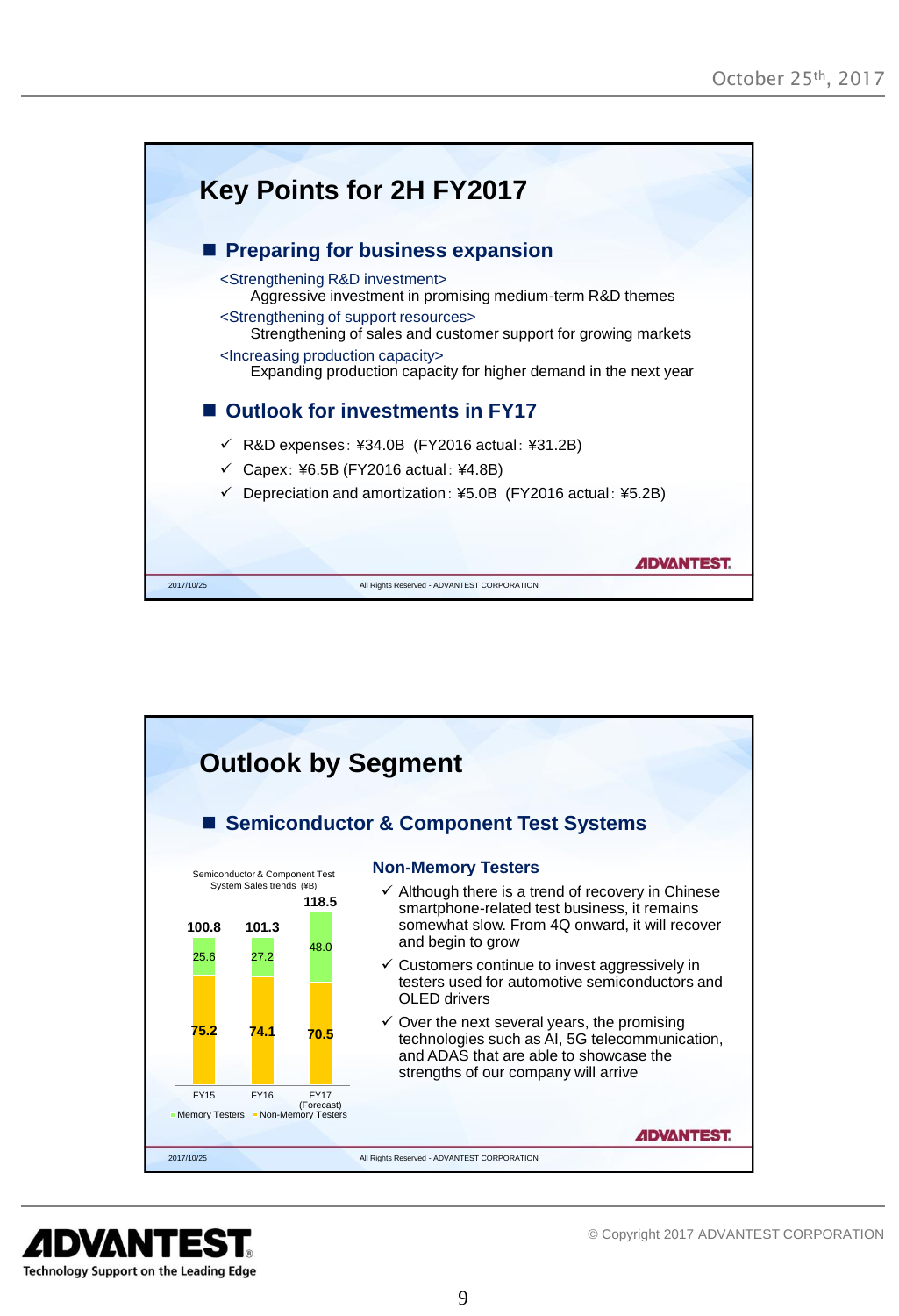## Key Points for 2H FY2017

### ■ Preparing for business expansion

<Strengthening R&D investment>
Aggressive investment in promising medium-term R&D themes

<Strengthening of support resources>
Strengthening of sales and customer support for growing markets

<Increasing production capacity>
Expanding production capacity for higher demand in the next year

### ■ Outlook for investments in FY17

- ✓ R&D expenses: ¥34.0B (FY2016 actual: ¥31.2B)
- ✓ Capex: ¥6.5B (FY2016 actual: ¥4.8B)
- ✓ Depreciation and amortization: ¥5.0B (FY2016 actual: ¥5.2B)

## Outlook by Segment

### ■ Semiconductor & Component Test Systems

Semiconductor & Component Test System Sales trends (¥B)

| | FY15 | FY16 | FY17 (Forecast) |
|---|---|---|---|
| Memory Testers | 25.6 | 27.2 | 48.0 |
| Non-Memory Testers | 75.2 | 74.1 | 70.5 |
| Total | 100.8 | 101.3 | 118.5 |

#### Non-Memory Testers

- ✓ Although there is a trend of recovery in Chinese smartphone-related test business, it remains somewhat slow. From 4Q onward, it will recover and begin to grow
- ✓ Customers continue to invest aggressively in testers used for automotive semiconductors and OLED drivers
- ✓ Over the next several years, the promising technologies such as AI, 5G telecommunication, and ADAS that are able to showcase the strengths of our company will arrive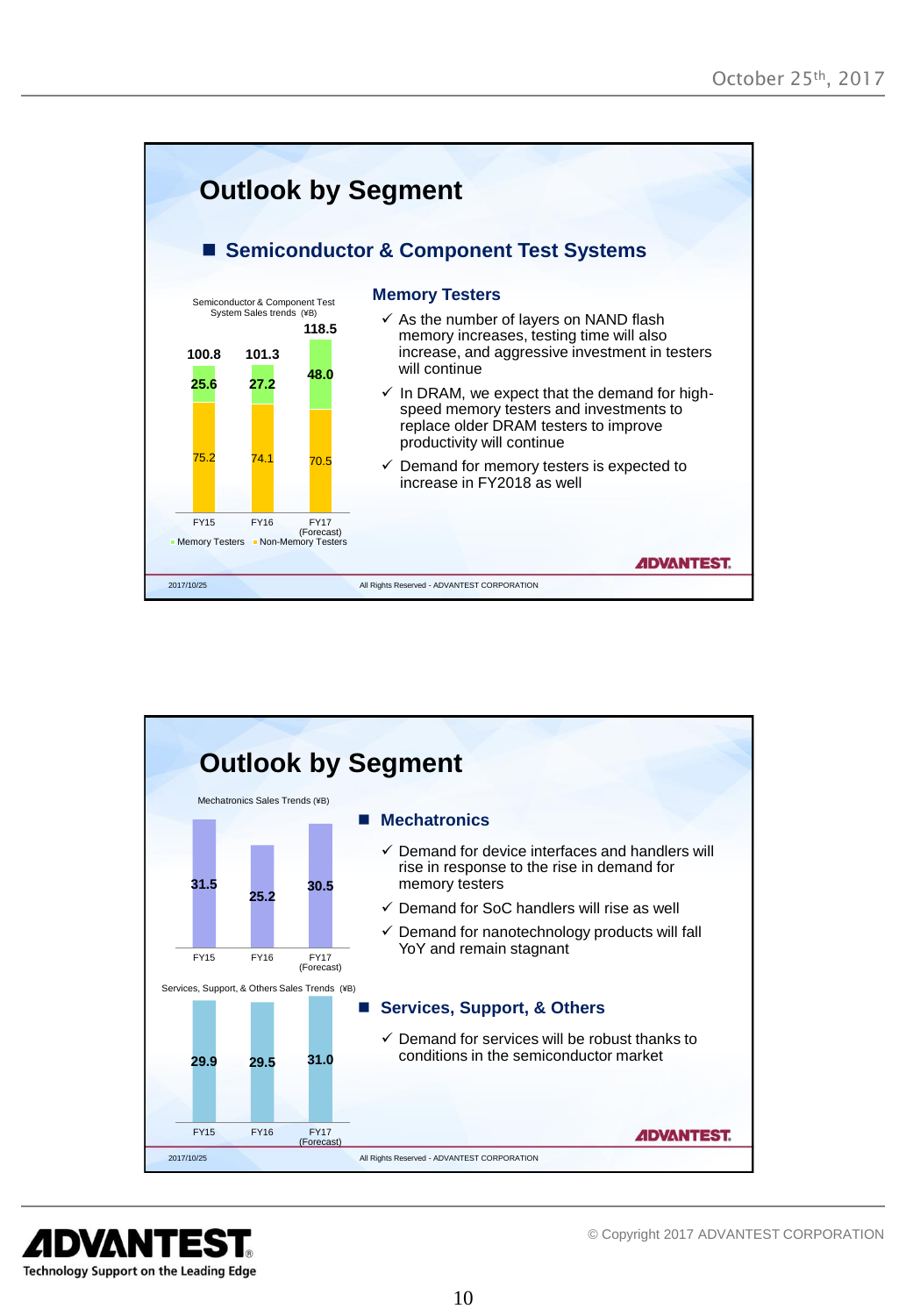October 25th, 2017

# Outlook by Segment

## Semiconductor & Component Test Systems

Semiconductor & Component Test System Sales trends (¥B)

| | FY15 | FY16 | FY17 (Forecast) |
|---|---|---|---|
| Memory Testers | 25.6 | 27.2 | 48.0 |
| Non-Memory Testers | 75.2 | 74.1 | 70.5 |
| Total | 100.8 | 101.3 | 118.5 |

### Memory Testers

- ✓ As the number of layers on NAND flash memory increases, testing time will also increase, and aggressive investment in testers will continue
- ✓ In DRAM, we expect that the demand for high-speed memory testers and investments to replace older DRAM testers to improve productivity will continue
- ✓ Demand for memory testers is expected to increase in FY2018 as well

2017/10/25 All Rights Reserved - ADVANTEST CORPORATION

# Outlook by Segment

Mechatronics Sales Trends (¥B)

| FY15 | FY16 | FY17 (Forecast) |
|---|---|---|
| 31.5 | 25.2 | 30.5 |

Services, Support, & Others Sales Trends (¥B)

| FY15 | FY16 | FY17 (Forecast) |
|---|---|---|
| 29.9 | 29.5 | 31.0 |

## Mechatronics

- ✓ Demand for device interfaces and handlers will rise in response to the rise in demand for memory testers
- ✓ Demand for SoC handlers will rise as well
- ✓ Demand for nanotechnology products will fall YoY and remain stagnant

## Services, Support, & Others

- ✓ Demand for services will be robust thanks to conditions in the semiconductor market

2017/10/25 All Rights Reserved - ADVANTEST CORPORATION

© Copyright 2017 ADVANTEST CORPORATION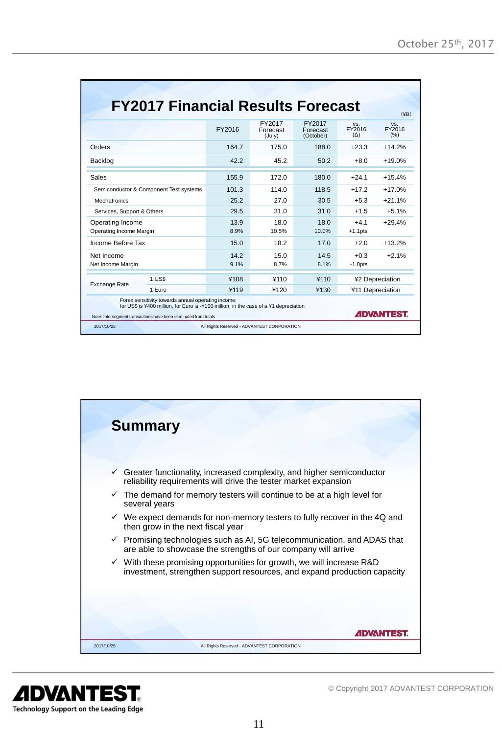## FY2017 Financial Results Forecast

(¥B)

| | | FY2016 | FY2017 Forecast (July) | FY2017 Forecast (October) | vs. FY2016 (Δ) | vs. FY2016 (%) |
|---|---|---|---|---|---|---|
| Orders | | 164.7 | 175.0 | 188.0 | +23.3 | +14.2% |
| Backlog | | 42.2 | 45.2 | 50.2 | +8.0 | +19.0% |
| Sales | | 155.9 | 172.0 | 180.0 | +24.1 | +15.4% |
| Semiconductor & Component Test systems | | 101.3 | 114.0 | 118.5 | +17.2 | +17.0% |
| Mechatronics | | 25.2 | 27.0 | 30.5 | +5.3 | +21.1% |
| Services, Support & Others | | 29.5 | 31.0 | 31.0 | +1.5 | +5.1% |
| Operating Income | | 13.9 | 18.0 | 18.0 | +4.1 | +29.4% |
| Operating Income Margin | | 8.9% | 10.5% | 10.0% | +1.1pts | |
| Income Before Tax | | 15.0 | 18.2 | 17.0 | +2.0 | +13.2% |
| Net Income | | 14.2 | 15.0 | 14.5 | +0.3 | +2.1% |
| Net Income Margin | | 9.1% | 8.7% | 8.1% | -1.0pts | |
| Exchange Rate | 1 US$ | ¥108 | ¥110 | ¥110 | ¥2 Depreciation | |
| | 1 Euro | ¥119 | ¥120 | ¥130 | ¥11 Depreciation | |

Forex sensitivity towards annual operating income:
for US$ is ¥400 million, for Euro is -¥100 million, in the case of a ¥1 depreciation

Note: Intersegment transactions have been eliminated from totals

2017/10/25 All Rights Reserved - ADVANTEST CORPORATION

## Summary

- ✓ Greater functionality, increased complexity, and higher semiconductor reliability requirements will drive the tester market expansion
- ✓ The demand for memory testers will continue to be at a high level for several years
- ✓ We expect demands for non-memory testers to fully recover in the 4Q and then grow in the next fiscal year
- ✓ Promising technologies such as AI, 5G telecommunication, and ADAS that are able to showcase the strengths of our company will arrive
- ✓ With these promising opportunities for growth, we will increase R&D investment, strengthen support resources, and expand production capacity

2017/10/25 All Rights Reserved - ADVANTEST CORPORATION